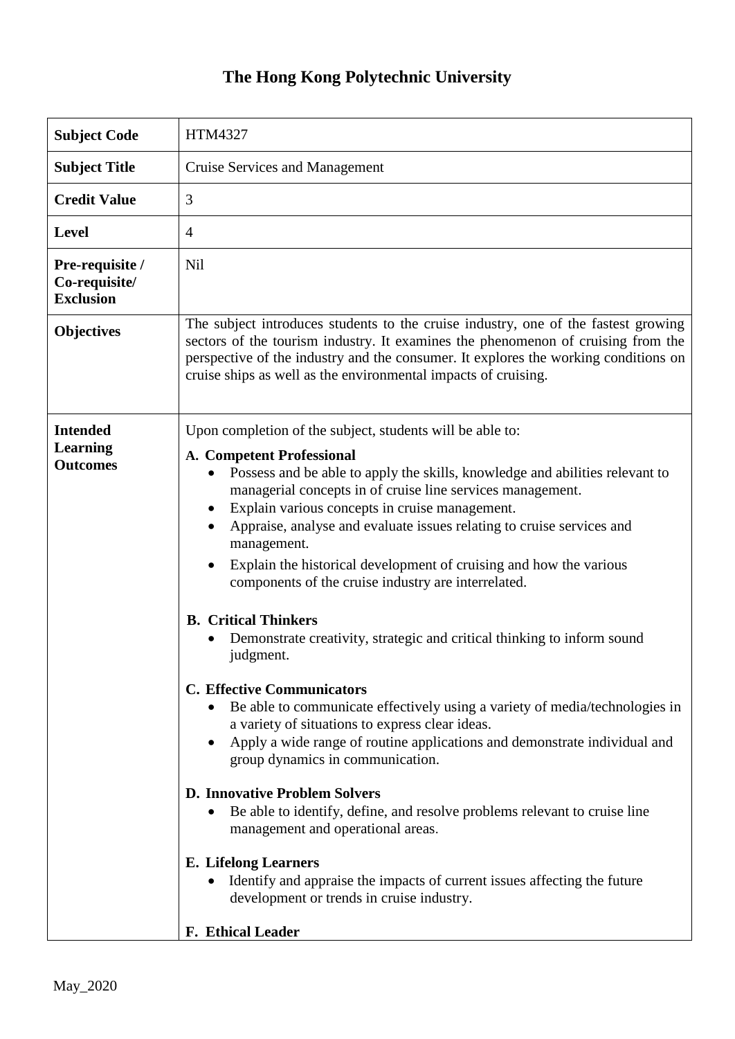# The Hong Kong Polytechnic University

| | |
|---|---|
| **Subject Code** | HTM4327 |
| **Subject Title** | Cruise Services and Management |
| **Credit Value** | 3 |
| **Level** | 4 |
| **Pre-requisite / Co-requisite/ Exclusion** | Nil |
| **Objectives** | The subject introduces students to the cruise industry, one of the fastest growing sectors of the tourism industry. It examines the phenomenon of cruising from the perspective of the industry and the consumer. It explores the working conditions on cruise ships as well as the environmental impacts of cruising. |
| **Intended Learning Outcomes** | Upon completion of the subject, students will be able to:<br><br>**A. Competent Professional**<br>• Possess and be able to apply the skills, knowledge and abilities relevant to managerial concepts in of cruise line services management.<br>• Explain various concepts in cruise management.<br>• Appraise, analyse and evaluate issues relating to cruise services and management.<br>• Explain the historical development of cruising and how the various components of the cruise industry are interrelated.<br><br>**B. Critical Thinkers**<br>• Demonstrate creativity, strategic and critical thinking to inform sound judgment.<br><br>**C. Effective Communicators**<br>• Be able to communicate effectively using a variety of media/technologies in a variety of situations to express clear ideas.<br>• Apply a wide range of routine applications and demonstrate individual and group dynamics in communication.<br><br>**D. Innovative Problem Solvers**<br>• Be able to identify, define, and resolve problems relevant to cruise line management and operational areas.<br><br>**E. Lifelong Learners**<br>• Identify and appraise the impacts of current issues affecting the future development or trends in cruise industry.<br><br>**F. Ethical Leader** |

May_2020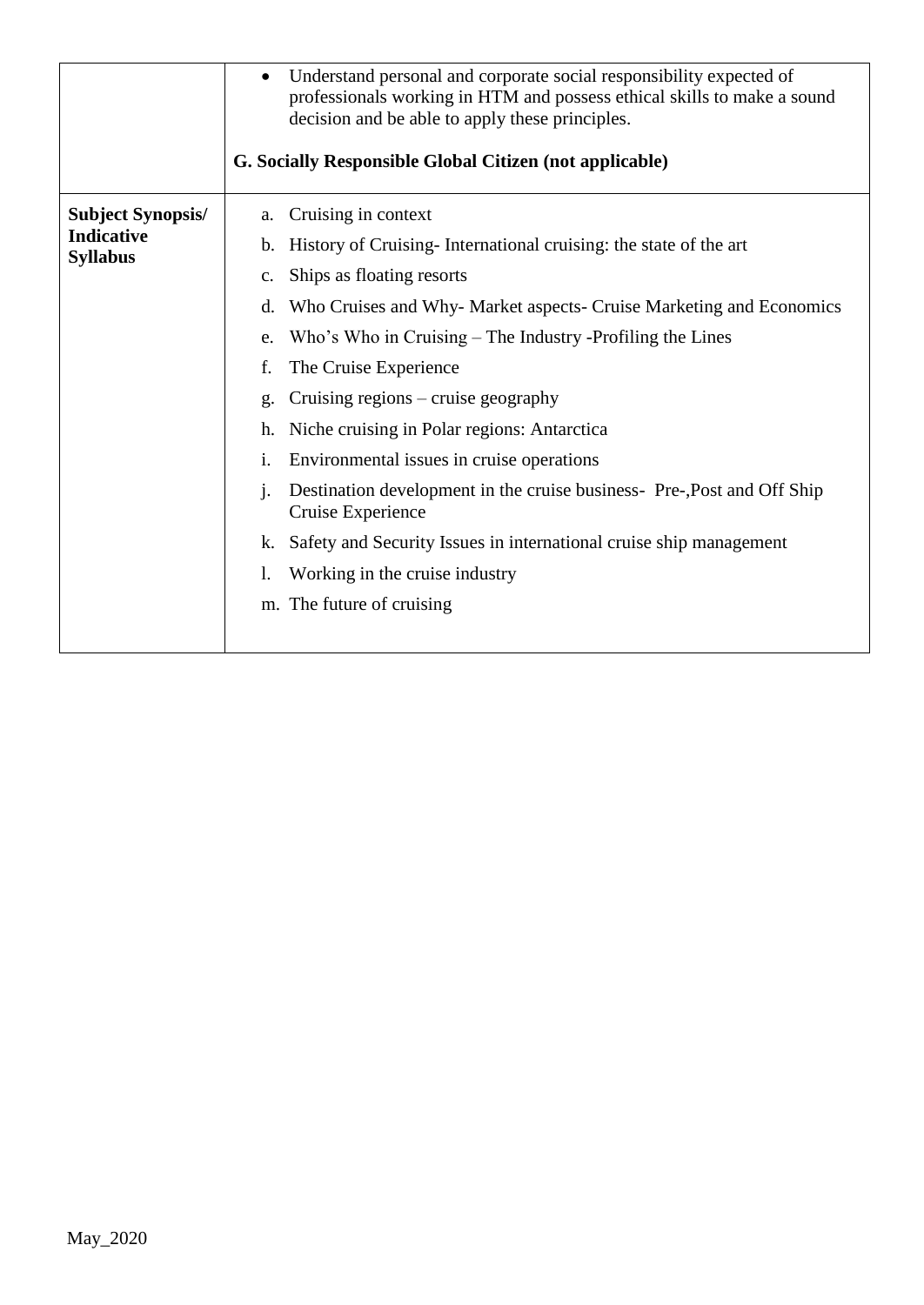| | |
|---|---|
| | • Understand personal and corporate social responsibility expected of professionals working in HTM and possess ethical skills to make a sound decision and be able to apply these principles.<br><br>**G. Socially Responsible Global Citizen (not applicable)** |
| **Subject Synopsis/ Indicative Syllabus** | a. Cruising in context<br>b. History of Cruising- International cruising: the state of the art<br>c. Ships as floating resorts<br>d. Who Cruises and Why- Market aspects- Cruise Marketing and Economics<br>e. Who's Who in Cruising – The Industry -Profiling the Lines<br>f. The Cruise Experience<br>g. Cruising regions – cruise geography<br>h. Niche cruising in Polar regions: Antarctica<br>i. Environmental issues in cruise operations<br>j. Destination development in the cruise business- Pre-,Post and Off Ship Cruise Experience<br>k. Safety and Security Issues in international cruise ship management<br>l. Working in the cruise industry<br>m. The future of cruising |